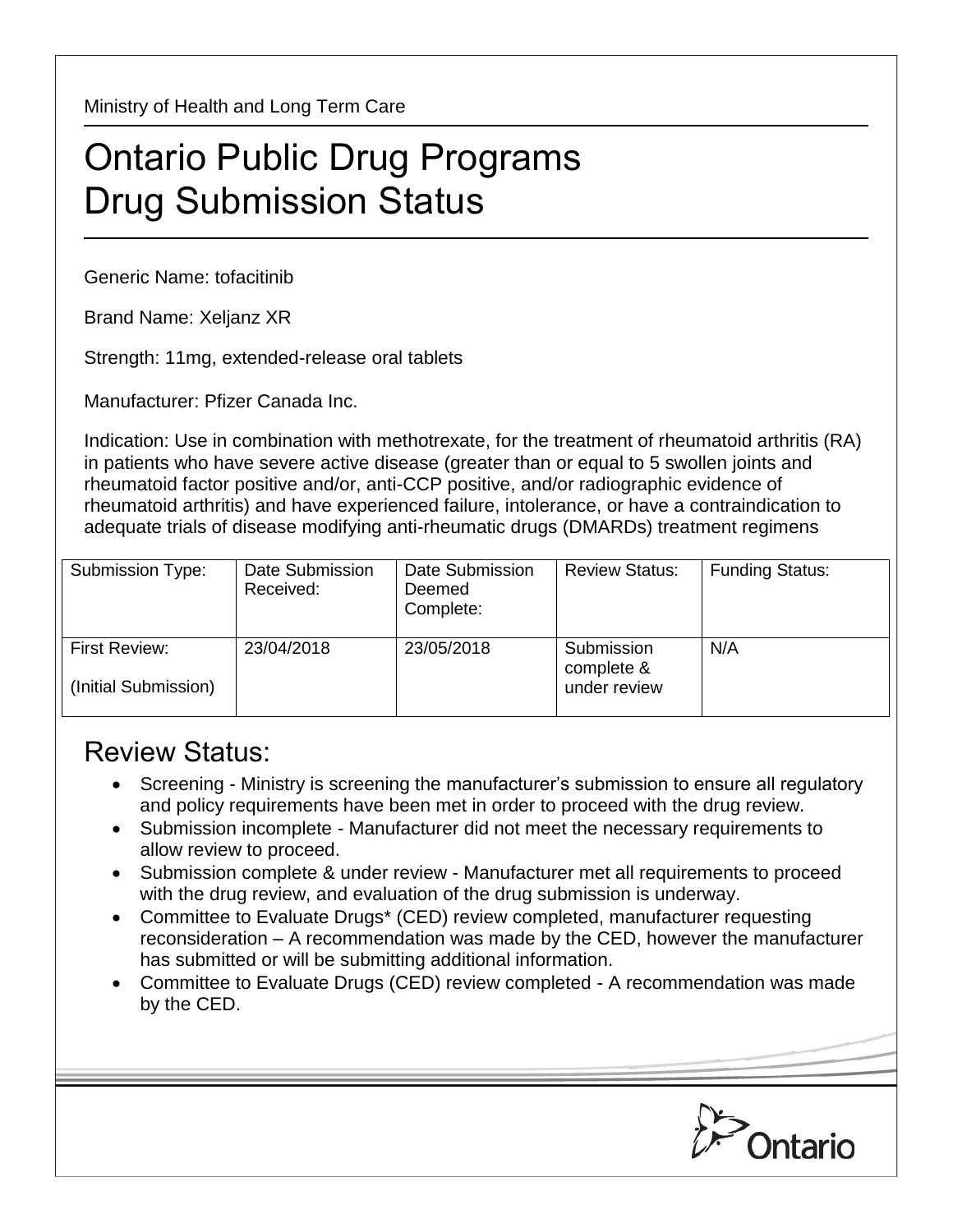Ministry of Health and Long Term Care

# Ontario Public Drug Programs
# Drug Submission Status

Generic Name: tofacitinib

Brand Name: Xeljanz XR

Strength: 11mg, extended-release oral tablets

Manufacturer: Pfizer Canada Inc.

Indication: Use in combination with methotrexate, for the treatment of rheumatoid arthritis (RA) in patients who have severe active disease (greater than or equal to 5 swollen joints and rheumatoid factor positive and/or, anti-CCP positive, and/or radiographic evidence of rheumatoid arthritis) and have experienced failure, intolerance, or have a contraindication to adequate trials of disease modifying anti-rheumatic drugs (DMARDs) treatment regimens

| Submission Type: | Date Submission Received: | Date Submission Deemed Complete: | Review Status: | Funding Status: |
|---|---|---|---|---|
| First Review: (Initial Submission) | 23/04/2018 | 23/05/2018 | Submission complete & under review | N/A |

## Review Status:

- Screening - Ministry is screening the manufacturer's submission to ensure all regulatory and policy requirements have been met in order to proceed with the drug review.
- Submission incomplete - Manufacturer did not meet the necessary requirements to allow review to proceed.
- Submission complete & under review - Manufacturer met all requirements to proceed with the drug review, and evaluation of the drug submission is underway.
- Committee to Evaluate Drugs* (CED) review completed, manufacturer requesting reconsideration – A recommendation was made by the CED, however the manufacturer has submitted or will be submitting additional information.
- Committee to Evaluate Drugs (CED) review completed - A recommendation was made by the CED.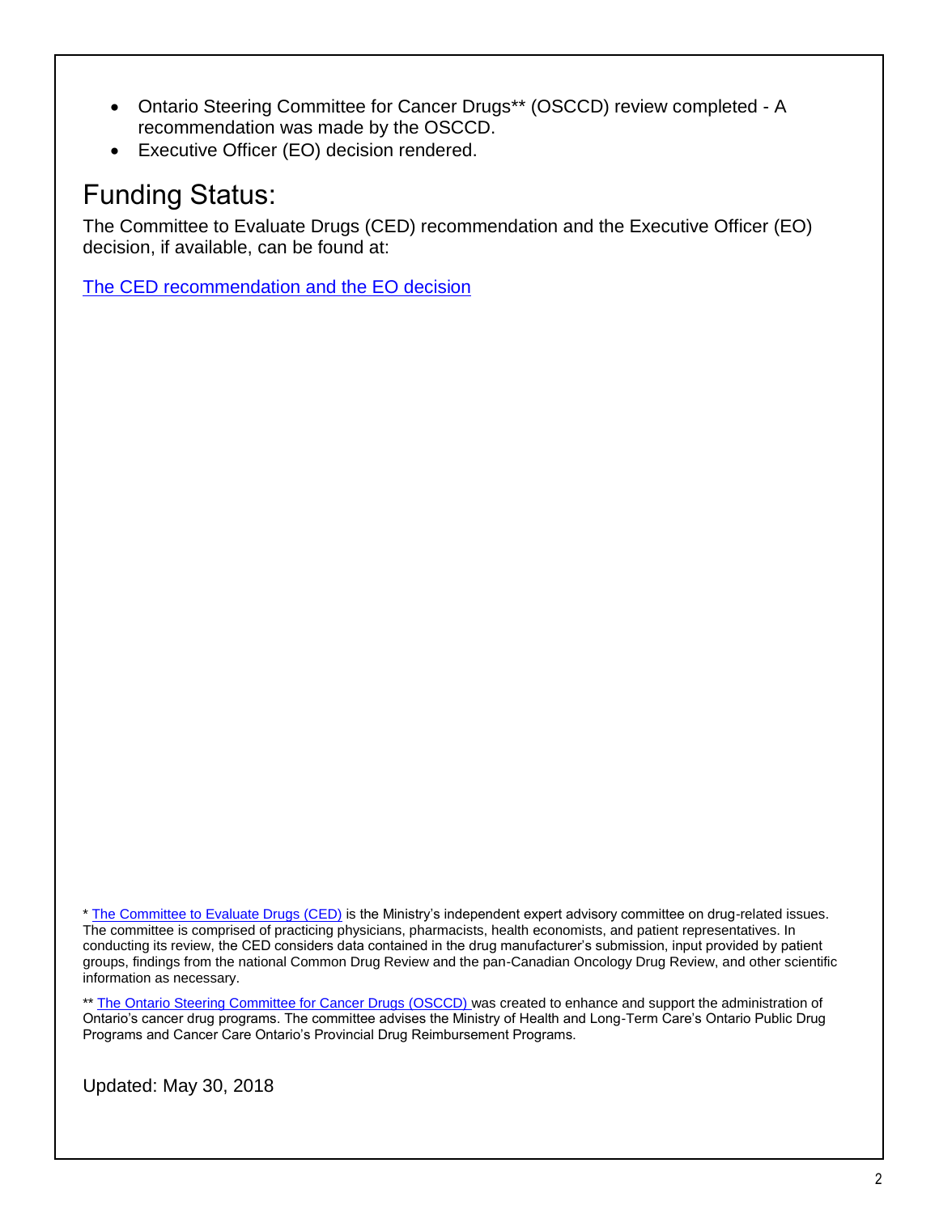- Ontario Steering Committee for Cancer Drugs** (OSCCD) review completed - A recommendation was made by the OSCCD.
- Executive Officer (EO) decision rendered.

## Funding Status:

The Committee to Evaluate Drugs (CED) recommendation and the Executive Officer (EO) decision, if available, can be found at:

The CED recommendation and the EO decision

* The Committee to Evaluate Drugs (CED) is the Ministry's independent expert advisory committee on drug-related issues. The committee is comprised of practicing physicians, pharmacists, health economists, and patient representatives. In conducting its review, the CED considers data contained in the drug manufacturer's submission, input provided by patient groups, findings from the national Common Drug Review and the pan-Canadian Oncology Drug Review, and other scientific information as necessary.

** The Ontario Steering Committee for Cancer Drugs (OSCCD) was created to enhance and support the administration of Ontario's cancer drug programs. The committee advises the Ministry of Health and Long-Term Care's Ontario Public Drug Programs and Cancer Care Ontario's Provincial Drug Reimbursement Programs.

Updated: May 30, 2018